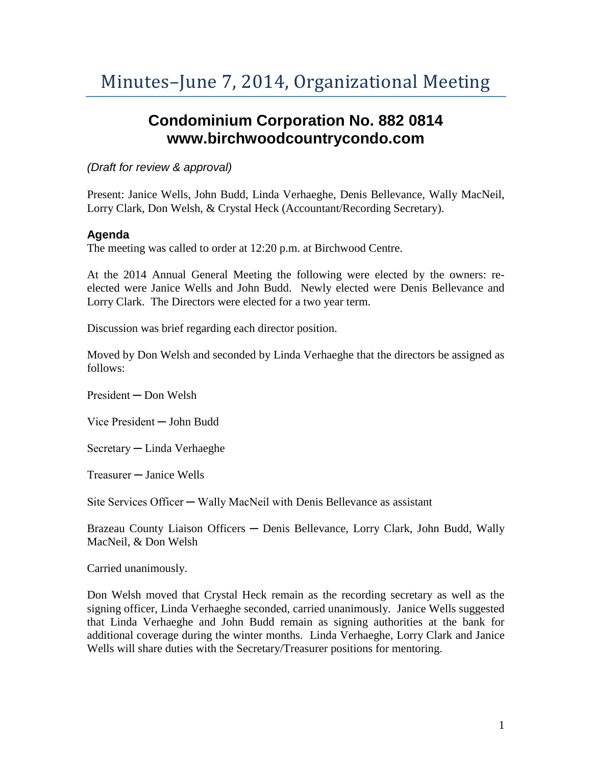# Minutes–June 7, 2014, Organizational Meeting

## Condominium Corporation No. 882 0814
## www.birchwoodcountrycondo.com

*(Draft for review & approval)*

Present: Janice Wells, John Budd, Linda Verhaeghe, Denis Bellevance, Wally MacNeil, Lorry Clark, Don Welsh, & Crystal Heck (Accountant/Recording Secretary).

### Agenda

The meeting was called to order at 12:20 p.m. at Birchwood Centre.

At the 2014 Annual General Meeting the following were elected by the owners: re-elected were Janice Wells and John Budd. Newly elected were Denis Bellevance and Lorry Clark. The Directors were elected for a two year term.

Discussion was brief regarding each director position.

Moved by Don Welsh and seconded by Linda Verhaeghe that the directors be assigned as follows:

President ─ Don Welsh

Vice President ─ John Budd

Secretary ─ Linda Verhaeghe

Treasurer ─ Janice Wells

Site Services Officer ─ Wally MacNeil with Denis Bellevance as assistant

Brazeau County Liaison Officers ─ Denis Bellevance, Lorry Clark, John Budd, Wally MacNeil, & Don Welsh

Carried unanimously.

Don Welsh moved that Crystal Heck remain as the recording secretary as well as the signing officer, Linda Verhaeghe seconded, carried unanimously. Janice Wells suggested that Linda Verhaeghe and John Budd remain as signing authorities at the bank for additional coverage during the winter months. Linda Verhaeghe, Lorry Clark and Janice Wells will share duties with the Secretary/Treasurer positions for mentoring.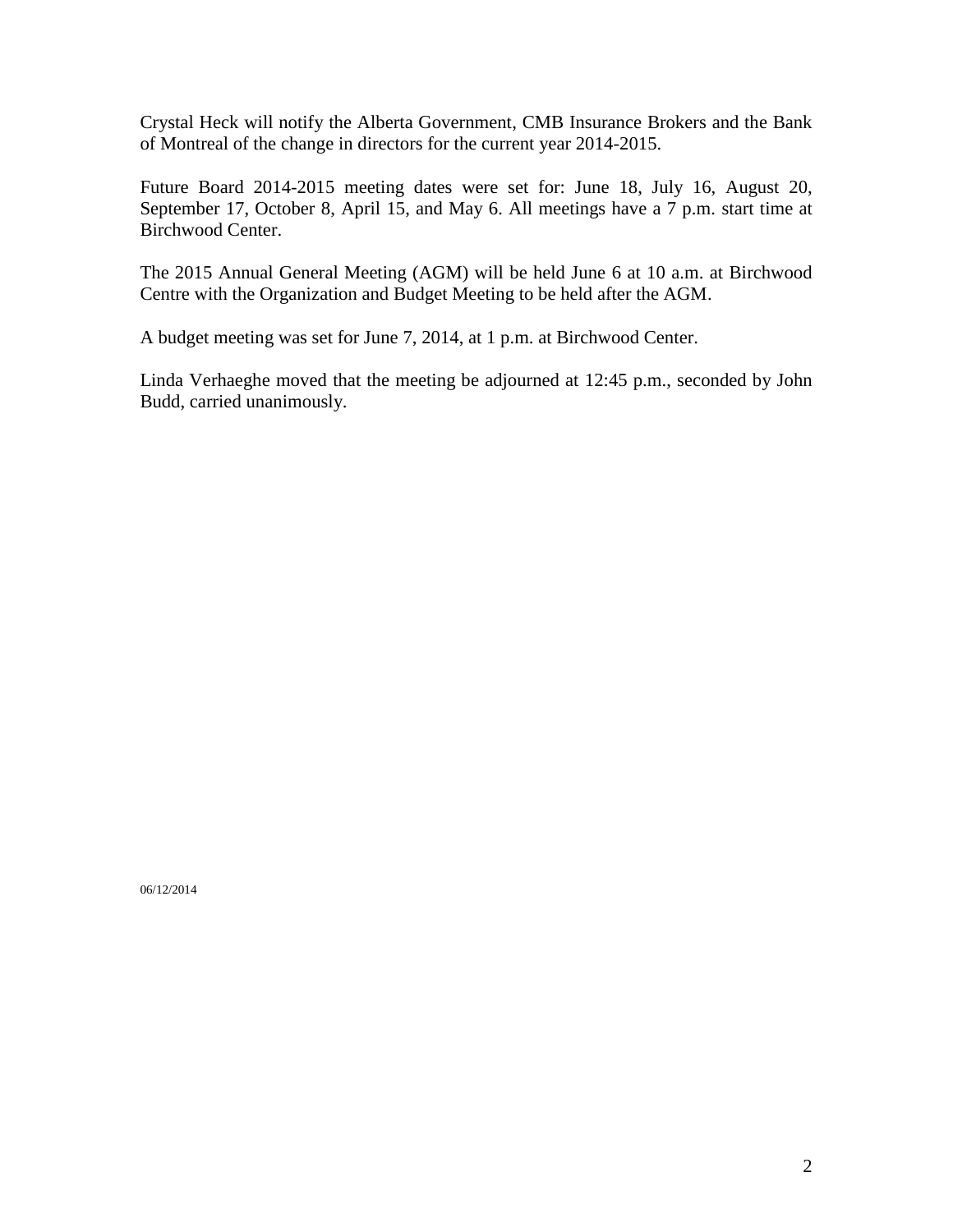Crystal Heck will notify the Alberta Government, CMB Insurance Brokers and the Bank of Montreal of the change in directors for the current year 2014-2015.

Future Board 2014-2015 meeting dates were set for: June 18, July 16, August 20, September 17, October 8, April 15, and May 6. All meetings have a 7 p.m. start time at Birchwood Center.

The 2015 Annual General Meeting (AGM) will be held June 6 at 10 a.m. at Birchwood Centre with the Organization and Budget Meeting to be held after the AGM.

A budget meeting was set for June 7, 2014, at 1 p.m. at Birchwood Center.

Linda Verhaeghe moved that the meeting be adjourned at 12:45 p.m., seconded by John Budd, carried unanimously.

06/12/2014